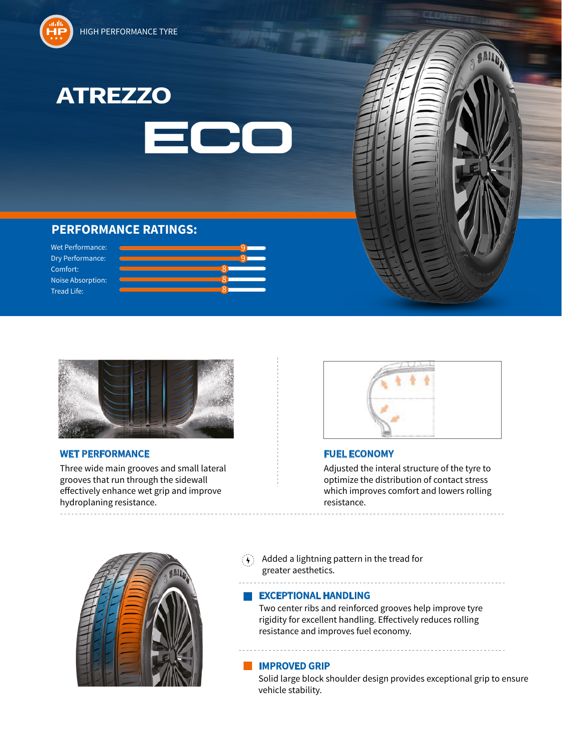HIGH PERFORMANCE TYRE

# ATREZZO ECO

## PERFORMANCE RATINGS:

| Rating | Score |
| --- | --- |
| Wet Performance: | 9 |
| Dry Performance: | 9 |
| Comfort: | 8 |
| Noise Absorption: | 8 |
| Tread Life: | 8 |

### WET PERFORMANCE

Three wide main grooves and small lateral grooves that run through the sidewall effectively enhance wet grip and improve hydroplaning resistance.

### FUEL ECONOMY

Adjusted the interal structure of the tyre to optimize the distribution of contact stress which improves comfort and lowers rolling resistance.

Added a lightning pattern in the tread for greater aesthetics.

### EXCEPTIONAL HANDLING

Two center ribs and reinforced grooves help improve tyre rigidity for excellent handling. Effectively reduces rolling resistance and improves fuel economy.

### IMPROVED GRIP

Solid large block shoulder design provides exceptional grip to ensure vehicle stability.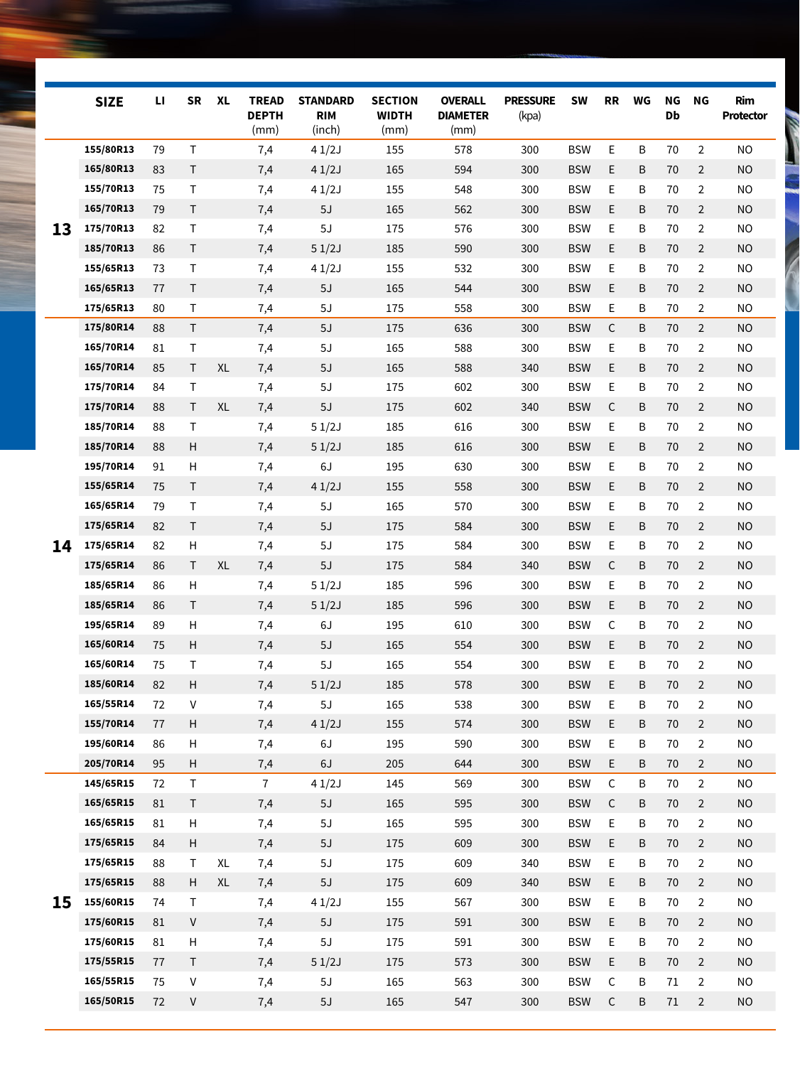| | SIZE | LI | SR | XL | TREAD DEPTH (mm) | STANDARD RIM (inch) | SECTION WIDTH (mm) | OVERALL DIAMETER (mm) | PRESSURE (kpa) | SW | RR | WG | NG Db | NG | Rim Protector |
|---|---|---|---|---|---|---|---|---|---|---|---|---|---|---|---|
| 13 | 155/80R13 | 79 | T | | 7,4 | 4 1/2J | 155 | 578 | 300 | BSW | E | B | 70 | 2 | NO |
| | 165/80R13 | 83 | T | | 7,4 | 4 1/2J | 165 | 594 | 300 | BSW | E | B | 70 | 2 | NO |
| | 155/70R13 | 75 | T | | 7,4 | 4 1/2J | 155 | 548 | 300 | BSW | E | B | 70 | 2 | NO |
| | 165/70R13 | 79 | T | | 7,4 | 5J | 165 | 562 | 300 | BSW | E | B | 70 | 2 | NO |
| | 175/70R13 | 82 | T | | 7,4 | 5J | 175 | 576 | 300 | BSW | E | B | 70 | 2 | NO |
| | 185/70R13 | 86 | T | | 7,4 | 5 1/2J | 185 | 590 | 300 | BSW | E | B | 70 | 2 | NO |
| | 155/65R13 | 73 | T | | 7,4 | 4 1/2J | 155 | 532 | 300 | BSW | E | B | 70 | 2 | NO |
| | 165/65R13 | 77 | T | | 7,4 | 5J | 165 | 544 | 300 | BSW | E | B | 70 | 2 | NO |
| | 175/65R13 | 80 | T | | 7,4 | 5J | 175 | 558 | 300 | BSW | E | B | 70 | 2 | NO |
| 14 | 175/80R14 | 88 | T | | 7,4 | 5J | 175 | 636 | 300 | BSW | C | B | 70 | 2 | NO |
| | 165/70R14 | 81 | T | | 7,4 | 5J | 165 | 588 | 300 | BSW | E | B | 70 | 2 | NO |
| | 165/70R14 | 85 | T | XL | 7,4 | 5J | 165 | 588 | 340 | BSW | E | B | 70 | 2 | NO |
| | 175/70R14 | 84 | T | | 7,4 | 5J | 175 | 602 | 300 | BSW | E | B | 70 | 2 | NO |
| | 175/70R14 | 88 | T | XL | 7,4 | 5J | 175 | 602 | 340 | BSW | C | B | 70 | 2 | NO |
| | 185/70R14 | 88 | T | | 7,4 | 5 1/2J | 185 | 616 | 300 | BSW | E | B | 70 | 2 | NO |
| | 185/70R14 | 88 | H | | 7,4 | 5 1/2J | 185 | 616 | 300 | BSW | E | B | 70 | 2 | NO |
| | 195/70R14 | 91 | H | | 7,4 | 6J | 195 | 630 | 300 | BSW | E | B | 70 | 2 | NO |
| | 155/65R14 | 75 | T | | 7,4 | 4 1/2J | 155 | 558 | 300 | BSW | E | B | 70 | 2 | NO |
| | 165/65R14 | 79 | T | | 7,4 | 5J | 165 | 570 | 300 | BSW | E | B | 70 | 2 | NO |
| | 175/65R14 | 82 | T | | 7,4 | 5J | 175 | 584 | 300 | BSW | E | B | 70 | 2 | NO |
| | 175/65R14 | 82 | H | | 7,4 | 5J | 175 | 584 | 300 | BSW | E | B | 70 | 2 | NO |
| | 175/65R14 | 86 | T | XL | 7,4 | 5J | 175 | 584 | 340 | BSW | C | B | 70 | 2 | NO |
| | 185/65R14 | 86 | H | | 7,4 | 5 1/2J | 185 | 596 | 300 | BSW | E | B | 70 | 2 | NO |
| | 185/65R14 | 86 | T | | 7,4 | 5 1/2J | 185 | 596 | 300 | BSW | E | B | 70 | 2 | NO |
| | 195/65R14 | 89 | H | | 7,4 | 6J | 195 | 610 | 300 | BSW | C | B | 70 | 2 | NO |
| | 165/60R14 | 75 | H | | 7,4 | 5J | 165 | 554 | 300 | BSW | E | B | 70 | 2 | NO |
| | 165/60R14 | 75 | T | | 7,4 | 5J | 165 | 554 | 300 | BSW | E | B | 70 | 2 | NO |
| | 185/60R14 | 82 | H | | 7,4 | 5 1/2J | 185 | 578 | 300 | BSW | E | B | 70 | 2 | NO |
| | 165/55R14 | 72 | V | | 7,4 | 5J | 165 | 538 | 300 | BSW | E | B | 70 | 2 | NO |
| | 155/70R14 | 77 | H | | 7,4 | 4 1/2J | 155 | 574 | 300 | BSW | E | B | 70 | 2 | NO |
| | 195/60R14 | 86 | H | | 7,4 | 6J | 195 | 590 | 300 | BSW | E | B | 70 | 2 | NO |
| | 205/70R14 | 95 | H | | 7,4 | 6J | 205 | 644 | 300 | BSW | E | B | 70 | 2 | NO |
| 15 | 145/65R15 | 72 | T | | 7 | 4 1/2J | 145 | 569 | 300 | BSW | C | B | 70 | 2 | NO |
| | 165/65R15 | 81 | T | | 7,4 | 5J | 165 | 595 | 300 | BSW | C | B | 70 | 2 | NO |
| | 165/65R15 | 81 | H | | 7,4 | 5J | 165 | 595 | 300 | BSW | E | B | 70 | 2 | NO |
| | 175/65R15 | 84 | H | | 7,4 | 5J | 175 | 609 | 300 | BSW | E | B | 70 | 2 | NO |
| | 175/65R15 | 88 | T | XL | 7,4 | 5J | 175 | 609 | 340 | BSW | E | B | 70 | 2 | NO |
| | 175/65R15 | 88 | H | XL | 7,4 | 5J | 175 | 609 | 340 | BSW | E | B | 70 | 2 | NO |
| | 155/60R15 | 74 | T | | 7,4 | 4 1/2J | 155 | 567 | 300 | BSW | E | B | 70 | 2 | NO |
| | 175/60R15 | 81 | V | | 7,4 | 5J | 175 | 591 | 300 | BSW | E | B | 70 | 2 | NO |
| | 175/60R15 | 81 | H | | 7,4 | 5J | 175 | 591 | 300 | BSW | E | B | 70 | 2 | NO |
| | 175/55R15 | 77 | T | | 7,4 | 5 1/2J | 175 | 573 | 300 | BSW | E | B | 70 | 2 | NO |
| | 165/55R15 | 75 | V | | 7,4 | 5J | 165 | 563 | 300 | BSW | C | B | 71 | 2 | NO |
| | 165/50R15 | 72 | V | | 7,4 | 5J | 165 | 547 | 300 | BSW | C | B | 71 | 2 | NO |